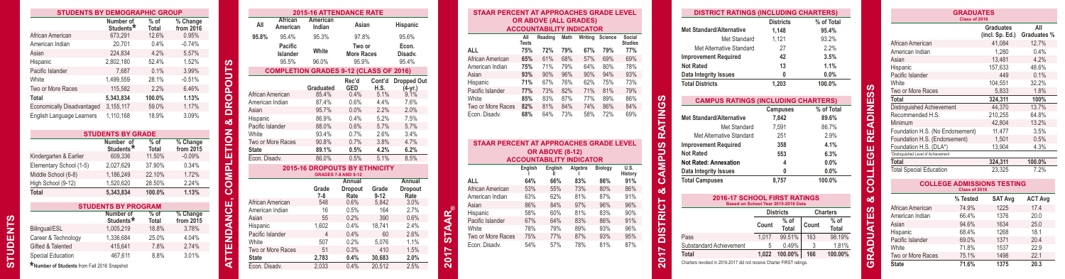# STUDENTS

## STUDENTS BY DEMOGRAPHIC GROUP

| | Number of Students* | % of Total | % Change from 2016 |
|---|---|---|---|
| African American | 673,291 | 12.6% | 0.95% |
| American Indian | 20,701 | 0.4% | -0.74% |
| Asian | 224,834 | 4.2% | 5.57% |
| Hispanic | 2,802,180 | 52.4% | 1.52% |
| Pacific Islander | 7,687 | 0.1% | 3.99% |
| White | 1,499,559 | 28.1% | -0.51% |
| Two or More Races | 115,582 | 2.2% | 6.46% |
| **Total** | **5,343,834** | **100.0%** | **1.13%** |
| Economically Disadvantaged | 3,155,117 | 59.0% | 1.17% |
| English Language Learners | 1,110,168 | 18.9% | 3.09% |

## STUDENTS BY GRADE

| | Number of Students* | % of Total | % Change from 2015 |
|---|---|---|---|
| Kindergarten & Earlier | 609,336 | 11.50% | -0.09% |
| Elementary School (1-5) | 2,027,629 | 37.90% | 0.34% |
| Middle School (6-8) | 1,186,249 | 22.10% | 1.72% |
| High School (9-12) | 1,520,620 | 28.50% | 2.24% |
| **Total** | **5,343,834** | **100.0%** | **1.13%** |

## STUDENTS BY PROGRAM

| | Number of Students* | % of Total | % Change from 2015 |
|---|---|---|---|
| Bilingual/ESL | 1,005,219 | 18.8% | 3.78% |
| Career & Technology | 1,336,684 | 25.0% | 4.04% |
| Gifted & Talented | 415,641 | 7.8% | 2.74% |
| Special Education | 467,611 | 8.8% | 3.01% |

*Number of Students from Fall 2016 Snapshot

# ATTENDANCE, COMPLETION & DROPOUTS

## 2015-16 ATTENDANCE RATE

| All | African American | American Indian | Asian | Hispanic |
|---|---|---|---|---|
| 95.8% | 95.4% | 95.3% | 97.8% | 95.6% |
| | **Pacific Islander** | **White** | **Two or More Races** | **Econ. Disadv.** |
| | 95.5% | 96.0% | 95.9% | 95.4% |

## COMPLETION GRADES 9-12 (CLASS OF 2016)

| | Graduated | Rec'd GED | Cont'd H.S. | Dropped Out (4-yr.) |
|---|---|---|---|---|
| African American | 85.4% | 0.4% | 5.1% | 9.1% |
| American Indian | 87.4% | 0.6% | 4.4% | 7.6% |
| Asian | 95.7% | 0.0% | 2.2% | 2.0% |
| Hispanic | 86.9% | 0.4% | 5.2% | 7.5% |
| Pacific Islander | 88.0% | 0.6% | 5.7% | 5.7% |
| White | 93.4% | 0.7% | 2.6% | 3.4% |
| Two or More Races | 90.8% | 0.7% | 3.8% | 4.7% |
| **State** | **89.1%** | **0.5%** | **4.2%** | **6.2%** |
| Econ. Disadv. | 86.0% | 0.5% | 5.1% | 8.5% |

## 2015-16 DROPOUTS BY ETHNICITY
GRADES 7-8 AND 9-12

| | Grade 7-8 | Annual Dropout Rate | Grade 9-12 | Annual Dropout Rate |
|---|---|---|---|---|
| African American | 548 | 0.6% | 5,842 | 3.0% |
| American Indian | 16 | 0.5% | 164 | 2.7% |
| Asian | 55 | 0.2% | 390 | 0.6% |
| Hispanic | 1,602 | 0.4% | 18,741 | 2.4% |
| Pacific Islander | 4 | 0.4% | 60 | 2.6% |
| White | 507 | 0.2% | 5,076 | 1.1% |
| Two or More Races | 51 | 0.3% | 410 | 1.5% |
| **State** | **2,783** | **0.4%** | **30,683** | **2.0%** |
| Econ. Disadv. | 2,033 | 0.4% | 20,512 | 2.5% |

# 2017 STAAR®

## STAAR PERCENT AT APPROACHES GRADE LEVEL OR ABOVE (ALL GRADES) ACCOUNTABILITY INDICATOR

| | All Tests | Reading | Math | Writing | Science | Social Studies |
|---|---|---|---|---|---|---|
| ALL | 75% | 72% | 79% | 67% | 79% | 77% |
| African American | 65% | 61% | 68% | 57% | 69% | 69% |
| American Indian | 75% | 71% | 79% | 64% | 80% | 78% |
| Asian | 93% | 90% | 96% | 90% | 94% | 93% |
| Hispanic | 71% | 67% | 76% | 62% | 75% | 73% |
| Pacific Islander | 77% | 73% | 82% | 71% | 81% | 79% |
| White | 85% | 83% | 87% | 77% | 89% | 86% |
| Two or More Races | 82% | 81% | 84% | 74% | 86% | 84% |
| Econ. Disadv. | 68% | 64% | 73% | 58% | 72% | 69% |

## STAAR PERCENT AT APPROACHES GRADE LEVEL OR ABOVE (8-12) ACCOUNTABILITY INDICATOR

| | English I | English II | Algebra I | Biology | U.S. History |
|---|---|---|---|---|---|
| ALL | 64% | 66% | 83% | 86% | 91% |
| African American | 53% | 55% | 73% | 80% | 86% |
| American Indian | 63% | 62% | 81% | 87% | 91% |
| Asian | 86% | 84% | 97% | 96% | 96% |
| Hispanic | 58% | 60% | 81% | 83% | 90% |
| Pacific Islander | 67% | 64% | 83% | 86% | 91% |
| White | 78% | 79% | 89% | 93% | 96% |
| Two or More Races | 75% | 77% | 87% | 93% | 95% |
| Econ. Disadv. | 54% | 57% | 78% | 81% | 87% |

# 2017 DISTRICT & CAMPUS RATINGS

## DISTRICT RATINGS (INCLUDING CHARTERS)

| | Districts | % of Total |
|---|---|---|
| **Met Standard/Alternative** | **1,148** | **95.4%** |
| Met Standard | 1,121 | 93.2% |
| Met Alternative Standard | 27 | 2.2% |
| **Improvement Required** | **42** | **3.5%** |
| **Not Rated** | **13** | **1.1%** |
| **Data Integrity Issues** | **0** | **0.0%** |
| **Total Districts** | **1,203** | **100.0%** |

## CAMPUS RATINGS (INCLUDING CHARTERS)

| | Campuses | % of Total |
|---|---|---|
| **Met Standard/Alternative** | **7,842** | **89.6%** |
| Met Standard | 7,591 | 86.7% |
| Met Alternative Standard | 251 | 2.9% |
| **Improvement Required** | **358** | **4.1%** |
| **Not Rated** | **553** | **6.3%** |
| **Not Rated: Annexation** | **4** | **0.0%** |
| **Data Integrity Issues** | **0** | **0.0%** |
| **Total Campuses** | **8,757** | **100.0%** |

## 2016-17 SCHOOL FIRST RATINGS
Based on School Year 2015-2016 Data

| | Districts | | Charters | |
|---|---|---|---|---|
| | Count | % of Total | Count | % of Total |
| Pass | 1,017 | 99.51% | 163 | 98.19% |
| Substandard Achievement | 5 | 0.49% | 3 | 1.81% |
| **Total** | **1,022** | **100.00%** | **166** | **100.00%** |

Charters revoked in 2016-2017 did not receive Charter FIRST ratings.

# GRADUATES & COLLEGE READINESS

## GRADUATES
Class of 2016

| | Graduates (incl. Sp. Ed.) | All Graduates % |
|---|---|---|
| African American | 41,084 | 12.7% |
| American Indian | 1,280 | 0.4% |
| Asian | 13,481 | 4.2% |
| Hispanic | 157,633 | 48.6% |
| Pacific Islander | 449 | 0.1% |
| White | 104,551 | 32.2% |
| Two or More Races | 5,833 | 1.8% |
| **Total** | **324,311** | **100%** |
| Distinguished Achievement | 44,370 | 13.7% |
| Recommended H.S. | 210,255 | 64.8% |
| Minimum | 42,804 | 13.2% |
| Foundation H.S. (No Endorsement) | 11,477 | 3.5% |
| Foundation H.S. (Endorsement) | 1,501 | 0.5% |
| Foundation H.S. (DLA*) | 13,904 | 4.3% |
| **Total** | **324,311** | **100.0%** |
| Total Special Education | 23,325 | 7.2% |

*Distinguished Level of Achievement

## COLLEGE ADMISSIONS TESTING
Class of 2016

| | % Tested | SAT Avg | ACT Avg |
|---|---|---|---|
| African American | 74.9% | 1225 | 17.4 |
| American Indian | 66.4% | 1376 | 20.0 |
| Asian | 94.6% | 1634 | 25.0 |
| Hispanic | 68.4% | 1268 | 18.1 |
| Pacific Islander | 69.0% | 1371 | 20.4 |
| White | 71.8% | 1537 | 22.9 |
| Two or More Races | 75.1% | 1498 | 22.1 |
| **State** | **71.6%** | **1375** | **20.3** |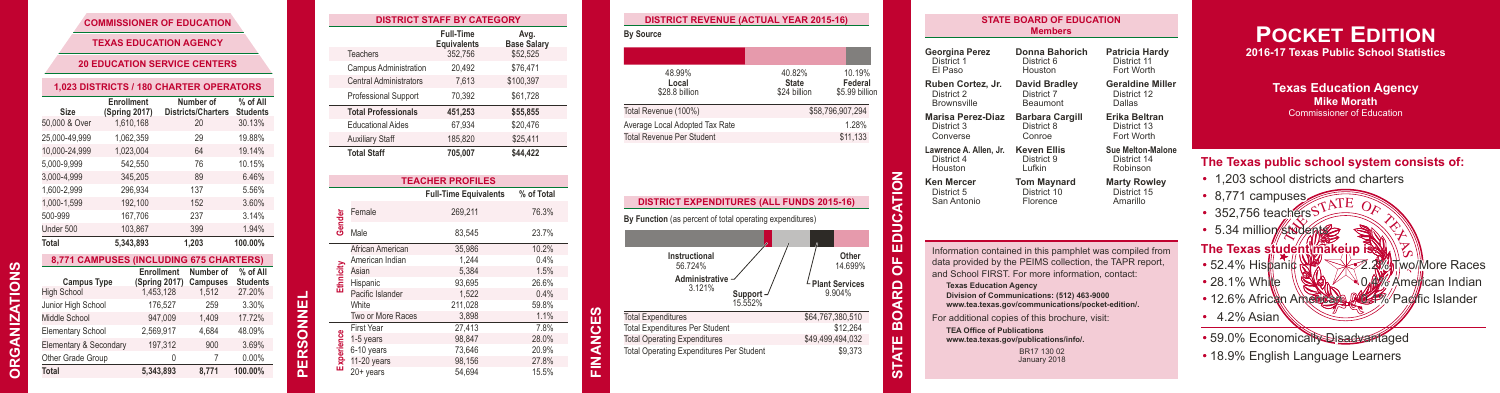## ORGANIZATIONS

### COMMISSIONER OF EDUCATION

### TEXAS EDUCATION AGENCY

### 20 EDUCATION SERVICE CENTERS

### 1,023 DISTRICTS / 180 CHARTER OPERATORS

| Size | Enrollment (Spring 2017) | Number of Districts/Charters | % of All Students |
|---|---|---|---|
| 50,000 & Over | 1,610,168 | 20 | 30.13% |
| 25,000-49,999 | 1,062,359 | 29 | 19.88% |
| 10,000-24,999 | 1,023,004 | 64 | 19.14% |
| 5,000-9,999 | 542,550 | 76 | 10.15% |
| 3,000-4,999 | 345,205 | 89 | 6.46% |
| 1,600-2,999 | 296,934 | 137 | 5.56% |
| 1,000-1,599 | 192,100 | 152 | 3.60% |
| 500-999 | 167,706 | 237 | 3.14% |
| Under 500 | 103,867 | 399 | 1.94% |
| Total | 5,343,893 | 1,203 | 100.00% |

### 8,771 CAMPUSES (INCLUDING 675 CHARTERS)

| Campus Type | Enrollment (Spring 2017) | Number of Campuses | % of All Students |
|---|---|---|---|
| High School | 1,453,128 | 1,512 | 27.20% |
| Junior High School | 176,527 | 259 | 3.30% |
| Middle School | 947,009 | 1,409 | 17.72% |
| Elementary School | 2,569,917 | 4,684 | 48.09% |
| Elementary & Secondary | 197,312 | 900 | 3.69% |
| Other Grade Group | 0 | 7 | 0.00% |
| Total | 5,343,893 | 8,771 | 100.00% |

## PERSONNEL

### DISTRICT STAFF BY CATEGORY

| | Full-Time Equivalents | Avg. Base Salary |
|---|---|---|
| Teachers | 352,756 | $52,525 |
| Campus Administration | 20,492 | $76,471 |
| Central Administrators | 7,613 | $100,397 |
| Professional Support | 70,392 | $61,728 |
| Total Professionals | 451,253 | $55,855 |
| Educational Aides | 67,934 | $20,476 |
| Auxiliary Staff | 185,820 | $25,411 |
| Total Staff | 705,007 | $44,422 |

### TEACHER PROFILES

| | | Full-Time Equivalents | % of Total |
|---|---|---|---|
| Gender | Female | 269,211 | 76.3% |
| | Male | 83,545 | 23.7% |
| Ethnicity | African American | 35,986 | 10.2% |
| | American Indian | 1,244 | 0.4% |
| | Asian | 5,384 | 1.5% |
| | Hispanic | 93,695 | 26.6% |
| | Pacific Islander | 1,522 | 0.4% |
| | White | 211,028 | 59.8% |
| | Two or More Races | 3,898 | 1.1% |
| Experience | First Year | 27,413 | 7.8% |
| | 1-5 years | 98,847 | 28.0% |
| | 6-10 years | 73,646 | 20.9% |
| | 11-20 years | 98,156 | 27.8% |
| | 20+ years | 54,694 | 15.5% |

## FINANCES

### DISTRICT REVENUE (ACTUAL YEAR 2015-16)

**By Source**

48.99% Local $28.8 billion

40.82% State $24 billion

10.19% Federal $5.99 billion

| | |
|---|---|
| Total Revenue (100%) | $58,796,907,294 |
| Average Local Adopted Tax Rate | 1.28% |
| Total Revenue Per Student | $11,133 |

### DISTRICT EXPENDITURES (ALL FUNDS 2015-16)

**By Function** (as percent of total operating expenditures)

Instructional 56.724%

Administrative 3.121%

Support 15.552%

Other 14.699%

Plant Services 9.904%

| | |
|---|---|
| Total Expenditures | $64,767,380,510 |
| Total Expenditures Per Student | $12,264 |
| Total Operating Expenditures | $49,499,494,032 |
| Total Operating Expenditures Per Student | $9,373 |

## STATE BOARD OF EDUCATION

### STATE BOARD OF EDUCATION Members

| | | |
|---|---|---|
| **Georgina Perez** District 1 El Paso | **Donna Bahorich** District 6 Houston | **Patricia Hardy** District 11 Fort Worth |
| **Ruben Cortez, Jr.** District 2 Brownsville | **David Bradley** District 7 Beaumont | **Geraldine Miller** District 12 Dallas |
| **Marisa Perez-Diaz** District 3 Converse | **Barbara Cargill** District 8 Conroe | **Erika Beltran** District 13 Fort Worth |
| **Lawrence A. Allen, Jr.** District 4 Houston | **Keven Ellis** District 9 Lufkin | **Sue Melton-Malone** District 14 Robinson |
| **Ken Mercer** District 5 San Antonio | **Tom Maynard** District 10 Florence | **Marty Rowley** District 15 Amarillo |

Information contained in this pamphlet was compiled from data provided by the PEIMS collection, the TAPR report, and School FIRST. For more information, contact:

**Texas Education Agency**
**Division of Communications: (512) 463-9000**
**www.tea.texas.gov/communications/pocket-edition/.**

For additional copies of this brochure, visit:

**TEA Office of Publications**
**www.tea.texas.gov/publications/info/.**

BR17 130 02
January 2018

# Pocket Edition

**2016-17 Texas Public School Statistics**

**Texas Education Agency**
**Mike Morath**
Commissioner of Education

### The Texas public school system consists of:

- 1,203 school districts and charters
- 8,771 campuses
- 352,756 teachers
- 5.34 million students

### The Texas student makeup is:

- 52.4% Hispanic
- 2.2% Two/More Races
- 28.1% White
- 0.4% American Indian
- 12.6% African American
- 0.2% Pacific Islander
- 4.2% Asian
- 59.0% Economically Disadvantaged
- 18.9% English Language Learners